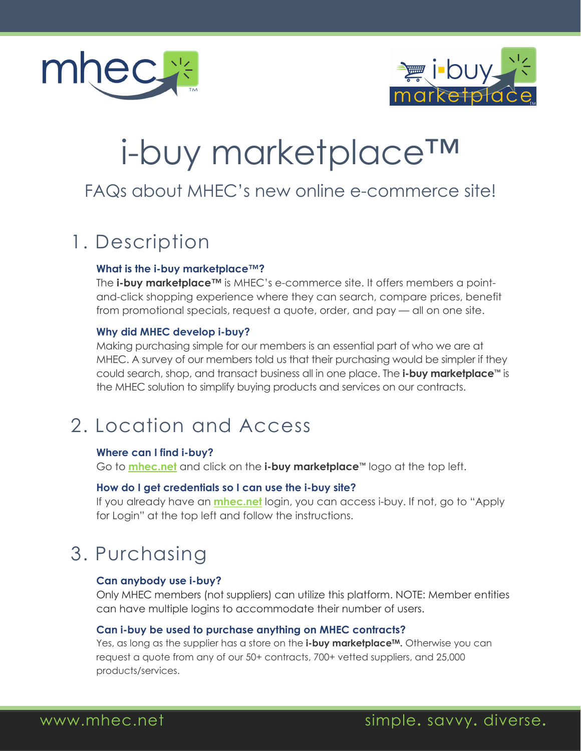# i-buy marketplace™

FAQs about MHEC's new online e-commerce site!

## 1. Description

**What is the i-buy marketplace™?**

The **i-buy marketplace™** is MHEC's e-commerce site. It offers members a point-and-click shopping experience where they can search, compare prices, benefit from promotional specials, request a quote, order, and pay — all on one site.

**Why did MHEC develop i-buy?**

Making purchasing simple for our members is an essential part of who we are at MHEC. A survey of our members told us that their purchasing would be simpler if they could search, shop, and transact business all in one place. The **i-buy marketplace™** is the MHEC solution to simplify buying products and services on our contracts.

## 2. Location and Access

**Where can I find i-buy?**

Go to **mhec.net** and click on the **i-buy marketplace™** logo at the top left.

**How do I get credentials so I can use the i-buy site?**

If you already have an **mhec.net** login, you can access i-buy. If not, go to "Apply for Login" at the top left and follow the instructions.

## 3. Purchasing

**Can anybody use i-buy?**

Only MHEC members (not suppliers) can utilize this platform. NOTE: Member entities can have multiple logins to accommodate their number of users.

**Can i-buy be used to purchase anything on MHEC contracts?**

Yes, as long as the supplier has a store on the **i-buy marketplace™.** Otherwise you can request a quote from any of our 50+ contracts, 700+ vetted suppliers, and 25,000 products/services.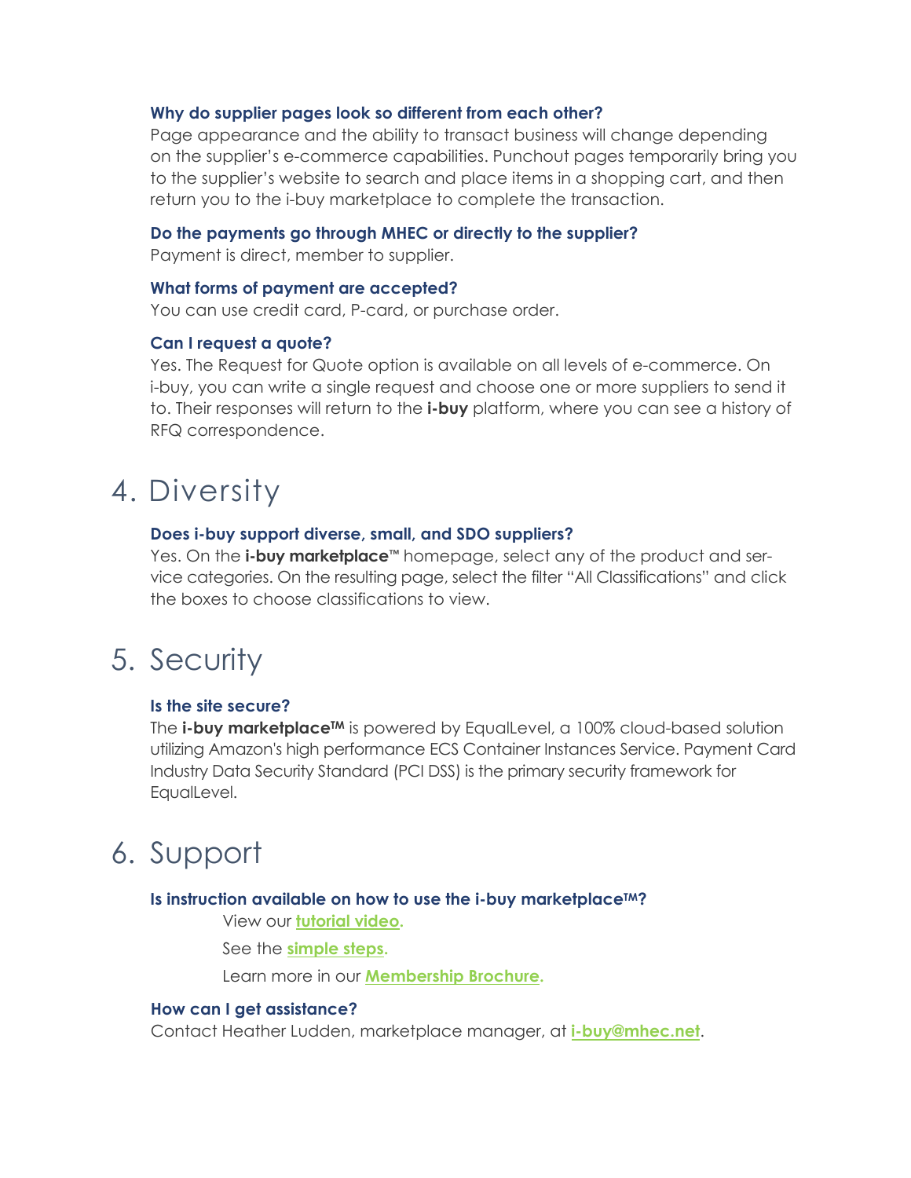### Why do supplier pages look so different from each other?

Page appearance and the ability to transact business will change depending on the supplier's e-commerce capabilities. Punchout pages temporarily bring you to the supplier's website to search and place items in a shopping cart, and then return you to the i-buy marketplace to complete the transaction.

### Do the payments go through MHEC or directly to the supplier?

Payment is direct, member to supplier.

### What forms of payment are accepted?

You can use credit card, P-card, or purchase order.

### Can I request a quote?

Yes. The Request for Quote option is available on all levels of e-commerce. On i-buy, you can write a single request and choose one or more suppliers to send it to. Their responses will return to the **i-buy** platform, where you can see a history of RFQ correspondence.

## 4. Diversity

### Does i-buy support diverse, small, and SDO suppliers?

Yes. On the **i-buy marketplace**™ homepage, select any of the product and service categories. On the resulting page, select the filter "All Classifications" and click the boxes to choose classifications to view.

## 5. Security

### Is the site secure?

The **i-buy marketplace™** is powered by EqualLevel, a 100% cloud-based solution utilizing Amazon's high performance ECS Container Instances Service. Payment Card Industry Data Security Standard (PCI DSS) is the primary security framework for EqualLevel.

## 6. Support

### Is instruction available on how to use the i-buy marketplace™?

View our **tutorial video.**

See the **simple steps.**

Learn more in our **Membership Brochure.**

### How can I get assistance?

Contact Heather Ludden, marketplace manager, at **i-buy@mhec.net**.